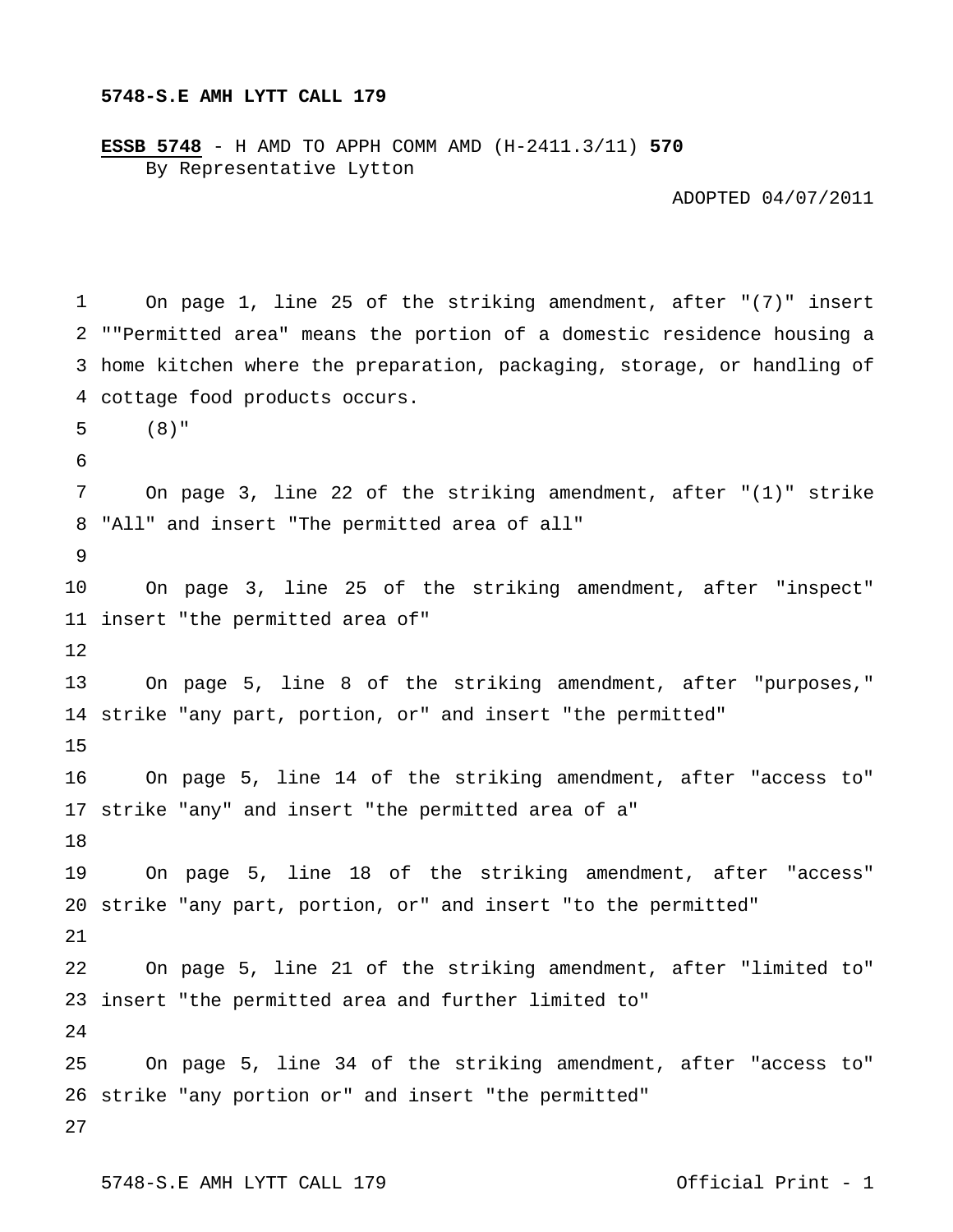**5748-S.E AMH LYTT CALL 179**

**ESSB 5748** - H AMD TO APPH COMM AMD (H-2411.3/11) **570**

By Representative Lytton

ADOPTED 04/07/2011

On page 1, line 25 of the striking amendment, after "(7)" insert ""Permitted area" means the portion of a domestic residence housing a home kitchen where the preparation, packaging, storage, or handling of cottage food products occurs.

(8)"

On page 3, line 22 of the striking amendment, after "(1)" strike "All" and insert "The permitted area of all"

On page 3, line 25 of the striking amendment, after "inspect" insert "the permitted area of"

On page 5, line 8 of the striking amendment, after "purposes," strike "any part, portion, or" and insert "the permitted"

On page 5, line 14 of the striking amendment, after "access to" strike "any" and insert "the permitted area of a"

On page 5, line 18 of the striking amendment, after "access" strike "any part, portion, or" and insert "to the permitted"

On page 5, line 21 of the striking amendment, after "limited to" insert "the permitted area and further limited to"

On page 5, line 34 of the striking amendment, after "access to" strike "any portion or" and insert "the permitted"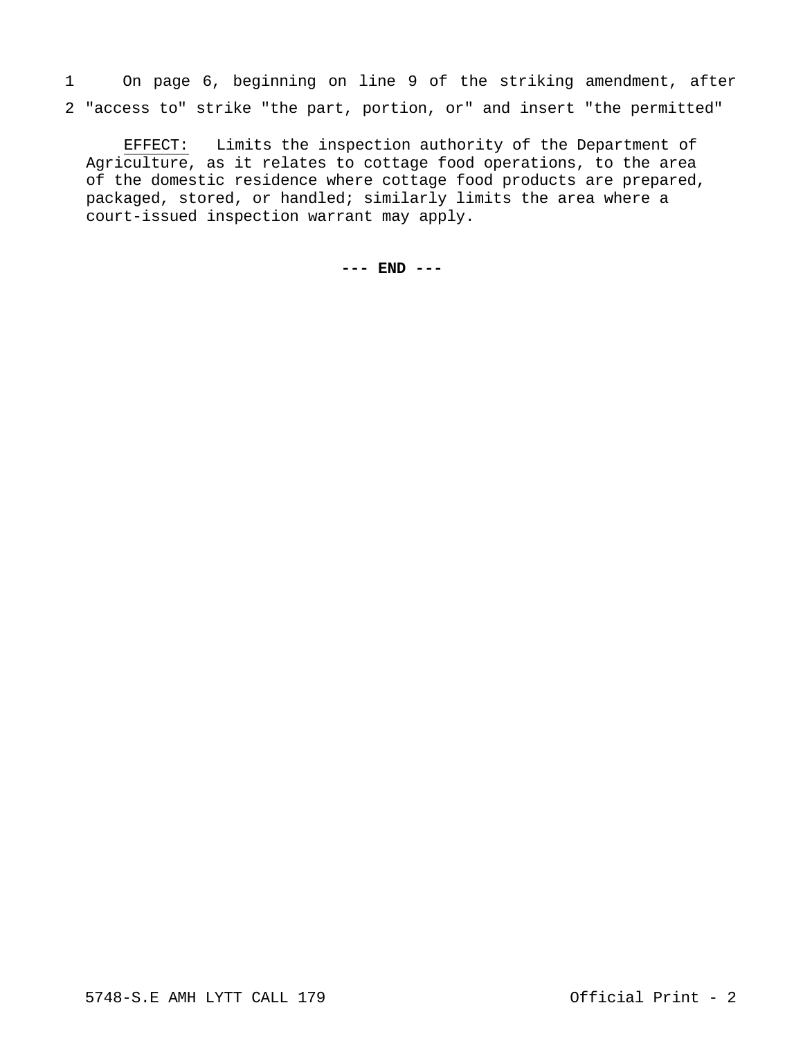On page 6, beginning on line 9 of the striking amendment, after "access to" strike "the part, portion, or" and insert "the permitted"

EFFECT: Limits the inspection authority of the Department of Agriculture, as it relates to cottage food operations, to the area of the domestic residence where cottage food products are prepared, packaged, stored, or handled; similarly limits the area where a court-issued inspection warrant may apply.

**--- END ---**